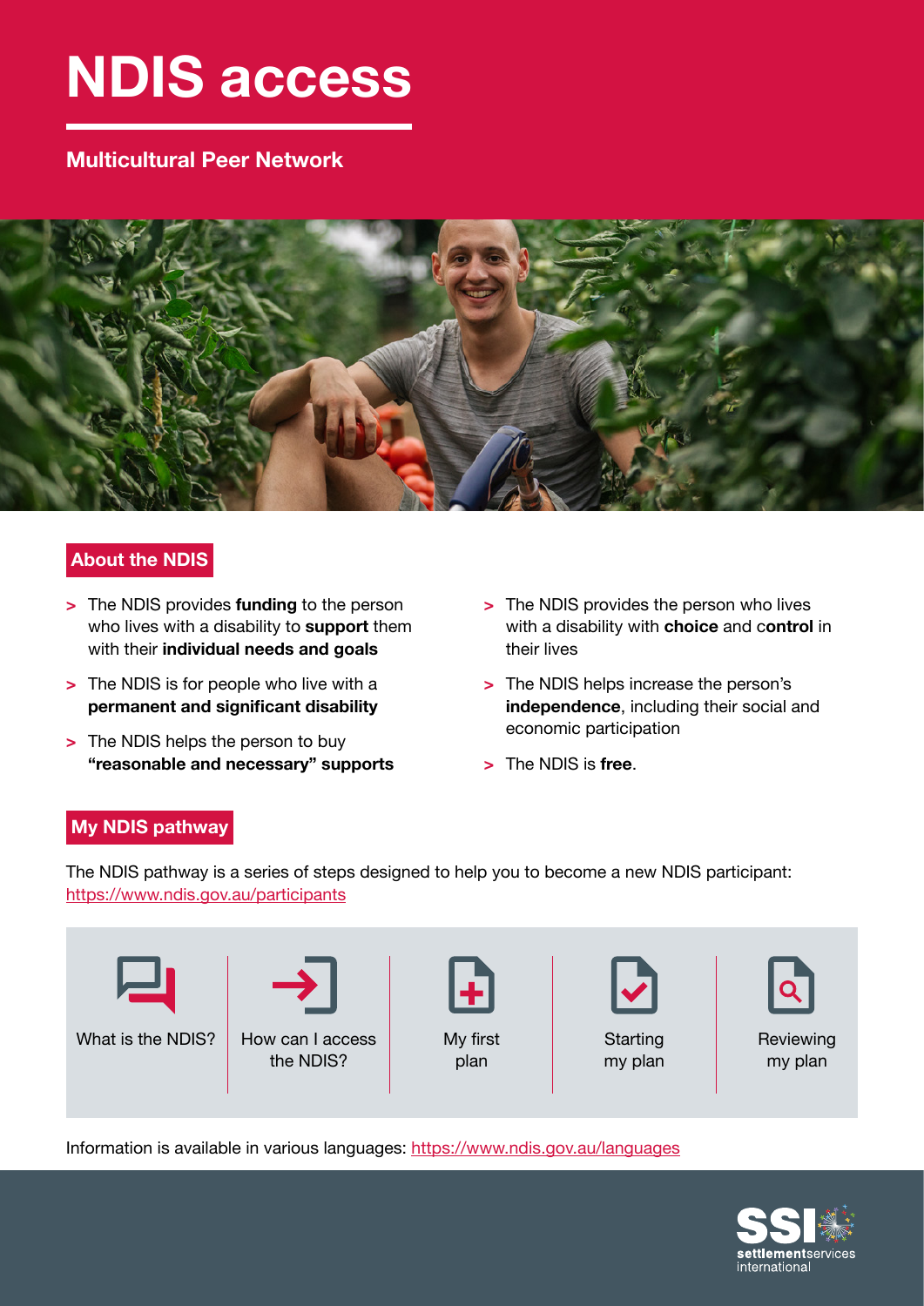# NDIS access

**Multicultural Peer Network**

## About the NDIS

- The NDIS provides **funding** to the person who lives with a disability to **support** them with their **individual needs and goals**
- The NDIS is for people who live with a **permanent and significant disability**
- The NDIS helps the person to buy **"reasonable and necessary" supports**
- The NDIS provides the person who lives with a disability with **choice** and **control** in their lives
- The NDIS helps increase the person's **independence**, including their social and economic participation
- The NDIS is **free**.

## My NDIS pathway

The NDIS pathway is a series of steps designed to help you to become a new NDIS participant: https://www.ndis.gov.au/participants

| What is the NDIS? | How can I access the NDIS? | My first plan | Starting my plan | Reviewing my plan |
|---|---|---|---|---|

Information is available in various languages: https://www.ndis.gov.au/languages

settlementservices international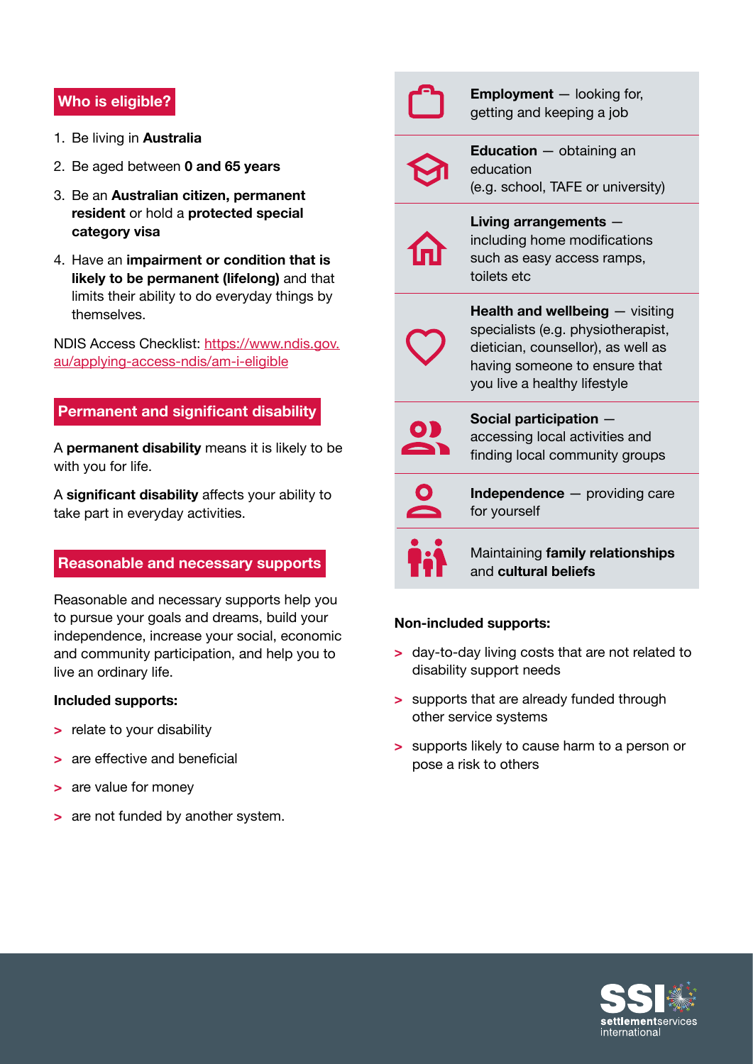## Who is eligible?

1. Be living in **Australia**
2. Be aged between **0 and 65 years**
3. Be an **Australian citizen, permanent resident** or hold a **protected special category visa**
4. Have an **impairment or condition that is likely to be permanent (lifelong)** and that limits their ability to do everyday things by themselves.

NDIS Access Checklist: https://www.ndis.gov.au/applying-access-ndis/am-i-eligible

## Permanent and significant disability

A **permanent disability** means it is likely to be with you for life.

A **significant disability** affects your ability to take part in everyday activities.

## Reasonable and necessary supports

Reasonable and necessary supports help you to pursue your goals and dreams, build your independence, increase your social, economic and community participation, and help you to live an ordinary life.

**Included supports:**

- relate to your disability
- are effective and beneficial
- are value for money
- are not funded by another system.

**Employment** — looking for, getting and keeping a job

**Education** — obtaining an education (e.g. school, TAFE or university)

**Living arrangements** — including home modifications such as easy access ramps, toilets etc

**Health and wellbeing** — visiting specialists (e.g. physiotherapist, dietician, counsellor), as well as having someone to ensure that you live a healthy lifestyle

**Social participation** — accessing local activities and finding local community groups

**Independence** — providing care for yourself

Maintaining **family relationships** and **cultural beliefs**

**Non-included supports:**

- day-to-day living costs that are not related to disability support needs
- supports that are already funded through other service systems
- supports likely to cause harm to a person or pose a risk to others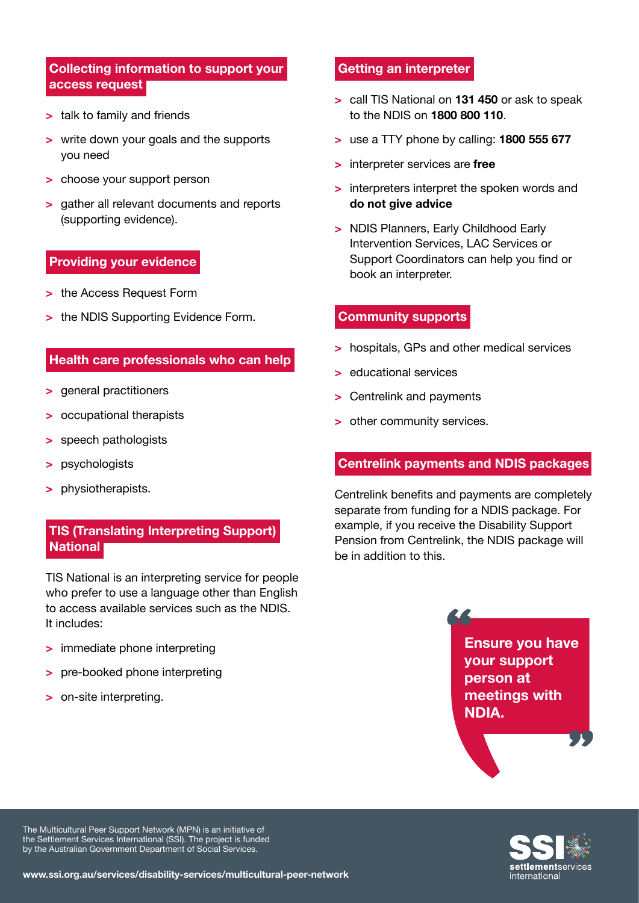## Collecting information to support your access request

- talk to family and friends
- write down your goals and the supports you need
- choose your support person
- gather all relevant documents and reports (supporting evidence).

## Providing your evidence

- the Access Request Form
- the NDIS Supporting Evidence Form.

## Health care professionals who can help

- general practitioners
- occupational therapists
- speech pathologists
- psychologists
- physiotherapists.

## TIS (Translating Interpreting Support) National

TIS National is an interpreting service for people who prefer to use a language other than English to access available services such as the NDIS. It includes:

- immediate phone interpreting
- pre-booked phone interpreting
- on-site interpreting.

## Getting an interpreter

- call TIS National on **131 450** or ask to speak to the NDIS on **1800 800 110**.
- use a TTY phone by calling: **1800 555 677**
- interpreter services are **free**
- interpreters interpret the spoken words and **do not give advice**
- NDIS Planners, Early Childhood Early Intervention Services, LAC Services or Support Coordinators can help you find or book an interpreter.

## Community supports

- hospitals, GPs and other medical services
- educational services
- Centrelink and payments
- other community services.

## Centrelink payments and NDIS packages

Centrelink benefits and payments are completely separate from funding for a NDIS package. For example, if you receive the Disability Support Pension from Centrelink, the NDIS package will be in addition to this.

> **Ensure you have your support person at meetings with NDIA.**

The Multicultural Peer Support Network (MPN) is an initiative of the Settlement Services International (SSI). The project is funded by the Australian Government Department of Social Services.

**www.ssi.org.au/services/disability-services/multicultural-peer-network**

SSI settlementservices international